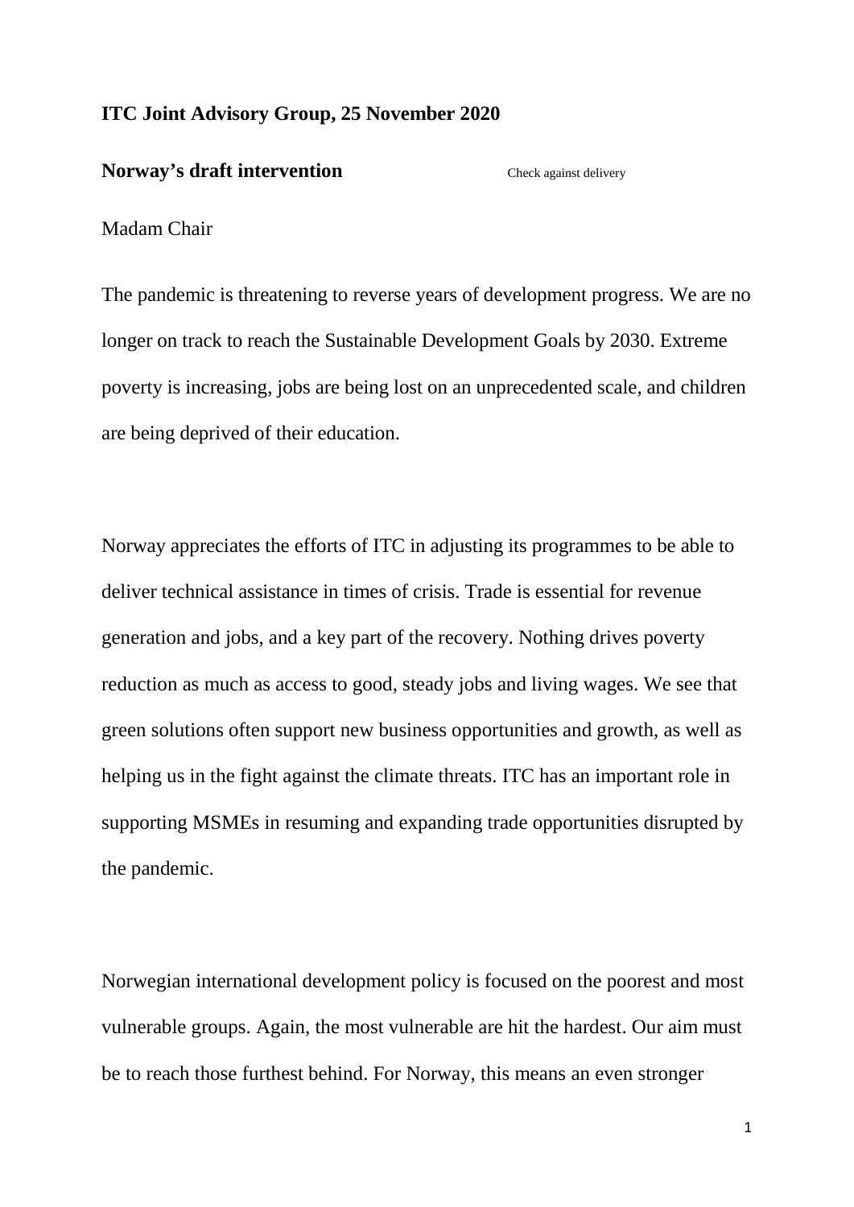**ITC Joint Advisory Group, 25 November 2020**

**Norway's draft intervention** Check against delivery

Madam Chair

The pandemic is threatening to reverse years of development progress. We are no longer on track to reach the Sustainable Development Goals by 2030. Extreme poverty is increasing, jobs are being lost on an unprecedented scale, and children are being deprived of their education.

Norway appreciates the efforts of ITC in adjusting its programmes to be able to deliver technical assistance in times of crisis. Trade is essential for revenue generation and jobs, and a key part of the recovery. Nothing drives poverty reduction as much as access to good, steady jobs and living wages. We see that green solutions often support new business opportunities and growth, as well as helping us in the fight against the climate threats. ITC has an important role in supporting MSMEs in resuming and expanding trade opportunities disrupted by the pandemic.

Norwegian international development policy is focused on the poorest and most vulnerable groups. Again, the most vulnerable are hit the hardest. Our aim must be to reach those furthest behind. For Norway, this means an even stronger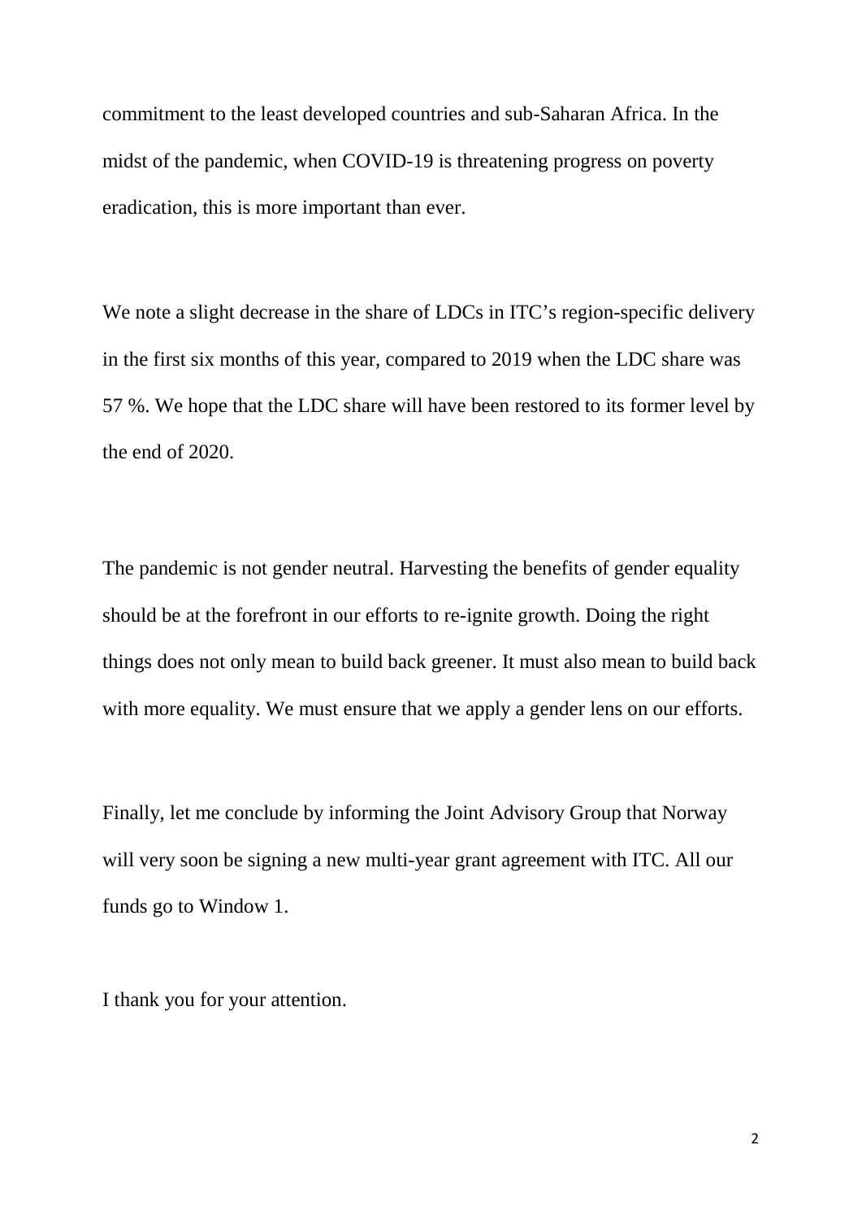commitment to the least developed countries and sub-Saharan Africa. In the midst of the pandemic, when COVID-19 is threatening progress on poverty eradication, this is more important than ever.

We note a slight decrease in the share of LDCs in ITC's region-specific delivery in the first six months of this year, compared to 2019 when the LDC share was 57 %. We hope that the LDC share will have been restored to its former level by the end of 2020.

The pandemic is not gender neutral. Harvesting the benefits of gender equality should be at the forefront in our efforts to re-ignite growth. Doing the right things does not only mean to build back greener. It must also mean to build back with more equality. We must ensure that we apply a gender lens on our efforts.

Finally, let me conclude by informing the Joint Advisory Group that Norway will very soon be signing a new multi-year grant agreement with ITC. All our funds go to Window 1.

I thank you for your attention.